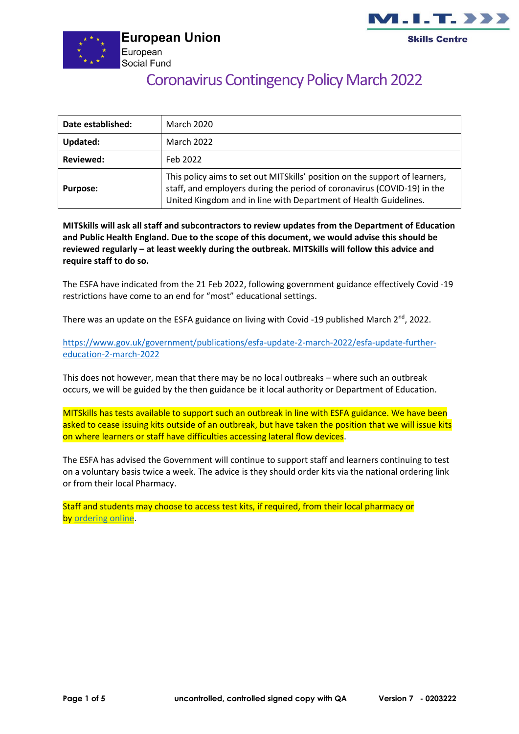European Union
European
Social Fund

M.I.T. Skills Centre

# Coronavirus Contingency Policy March 2022

| **Date established:** | March 2020 |
|---|---|
| **Updated:** | March 2022 |
| **Reviewed:** | Feb 2022 |
| **Purpose:** | This policy aims to set out MITSkills' position on the support of learners, staff, and employers during the period of coronavirus (COVID-19) in the United Kingdom and in line with Department of Health Guidelines. |

**MITSkills will ask all staff and subcontractors to review updates from the Department of Education and Public Health England. Due to the scope of this document, we would advise this should be reviewed regularly – at least weekly during the outbreak. MITSkills will follow this advice and require staff to do so.**

The ESFA have indicated from the 21 Feb 2022, following government guidance effectively Covid -19 restrictions have come to an end for "most" educational settings.

There was an update on the ESFA guidance on living with Covid -19 published March 2nd, 2022.

https://www.gov.uk/government/publications/esfa-update-2-march-2022/esfa-update-further-education-2-march-2022

This does not however, mean that there may be no local outbreaks – where such an outbreak occurs, we will be guided by the then guidance be it local authority or Department of Education.

MITSkills has tests available to support such an outbreak in line with ESFA guidance. We have been asked to cease issuing kits outside of an outbreak, but have taken the position that we will issue kits on where learners or staff have difficulties accessing lateral flow devices.

The ESFA has advised the Government will continue to support staff and learners continuing to test on a voluntary basis twice a week. The advice is they should order kits via the national ordering link or from their local Pharmacy.

Staff and students may choose to access test kits, if required, from their local pharmacy or by ordering online.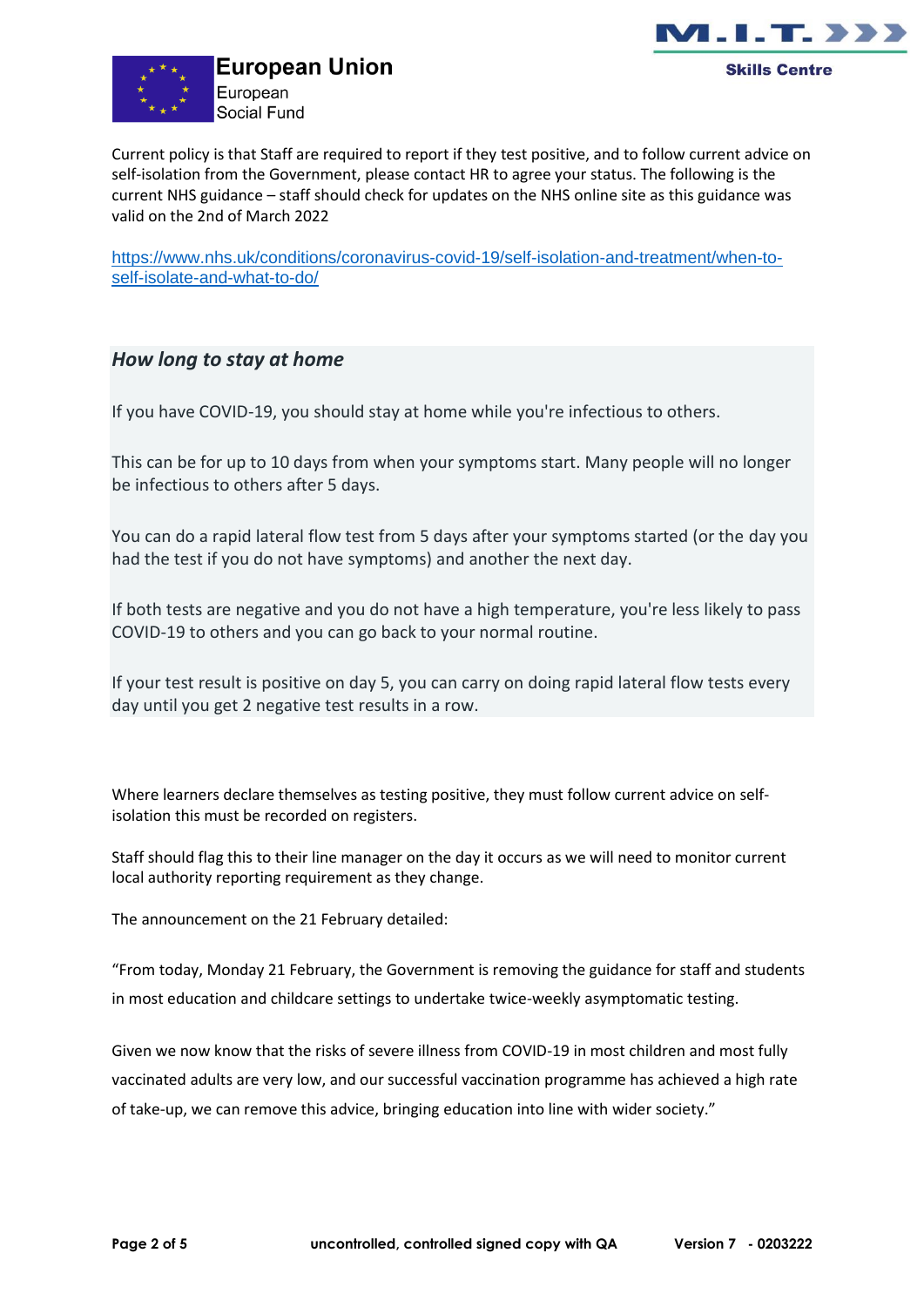Current policy is that Staff are required to report if they test positive, and to follow current advice on self-isolation from the Government, please contact HR to agree your status. The following is the current NHS guidance – staff should check for updates on the NHS online site as this guidance was valid on the 2nd of March 2022

https://www.nhs.uk/conditions/coronavirus-covid-19/self-isolation-and-treatment/when-to-self-isolate-and-what-to-do/

### *How long to stay at home*

If you have COVID-19, you should stay at home while you're infectious to others.

This can be for up to 10 days from when your symptoms start. Many people will no longer be infectious to others after 5 days.

You can do a rapid lateral flow test from 5 days after your symptoms started (or the day you had the test if you do not have symptoms) and another the next day.

If both tests are negative and you do not have a high temperature, you're less likely to pass COVID-19 to others and you can go back to your normal routine.

If your test result is positive on day 5, you can carry on doing rapid lateral flow tests every day until you get 2 negative test results in a row.

Where learners declare themselves as testing positive, they must follow current advice on self-isolation this must be recorded on registers.

Staff should flag this to their line manager on the day it occurs as we will need to monitor current local authority reporting requirement as they change.

The announcement on the 21 February detailed:

"From today, Monday 21 February, the Government is removing the guidance for staff and students in most education and childcare settings to undertake twice-weekly asymptomatic testing.

Given we now know that the risks of severe illness from COVID-19 in most children and most fully vaccinated adults are very low, and our successful vaccination programme has achieved a high rate of take-up, we can remove this advice, bringing education into line with wider society."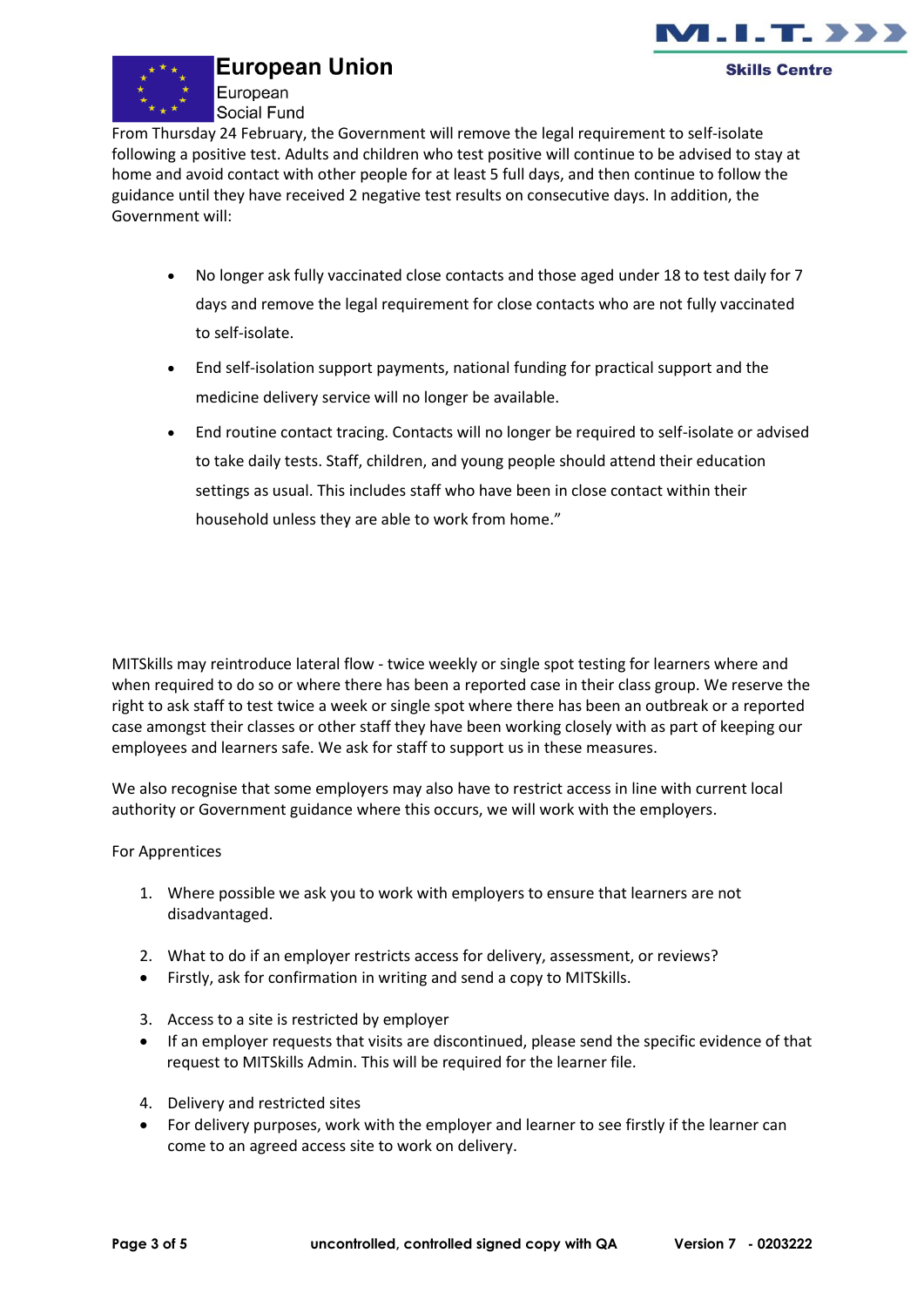From Thursday 24 February, the Government will remove the legal requirement to self-isolate following a positive test. Adults and children who test positive will continue to be advised to stay at home and avoid contact with other people for at least 5 full days, and then continue to follow the guidance until they have received 2 negative test results on consecutive days. In addition, the Government will:

- No longer ask fully vaccinated close contacts and those aged under 18 to test daily for 7 days and remove the legal requirement for close contacts who are not fully vaccinated to self-isolate.
- End self-isolation support payments, national funding for practical support and the medicine delivery service will no longer be available.
- End routine contact tracing. Contacts will no longer be required to self-isolate or advised to take daily tests. Staff, children, and young people should attend their education settings as usual. This includes staff who have been in close contact within their household unless they are able to work from home."

MITSkills may reintroduce lateral flow - twice weekly or single spot testing for learners where and when required to do so or where there has been a reported case in their class group. We reserve the right to ask staff to test twice a week or single spot where there has been an outbreak or a reported case amongst their classes or other staff they have been working closely with as part of keeping our employees and learners safe. We ask for staff to support us in these measures.

We also recognise that some employers may also have to restrict access in line with current local authority or Government guidance where this occurs, we will work with the employers.

For Apprentices

1. Where possible we ask you to work with employers to ensure that learners are not disadvantaged.

2. What to do if an employer restricts access for delivery, assessment, or reviews?
   - Firstly, ask for confirmation in writing and send a copy to MITSkills.

3. Access to a site is restricted by employer
   - If an employer requests that visits are discontinued, please send the specific evidence of that request to MITSkills Admin. This will be required for the learner file.

4. Delivery and restricted sites
   - For delivery purposes, work with the employer and learner to see firstly if the learner can come to an agreed access site to work on delivery.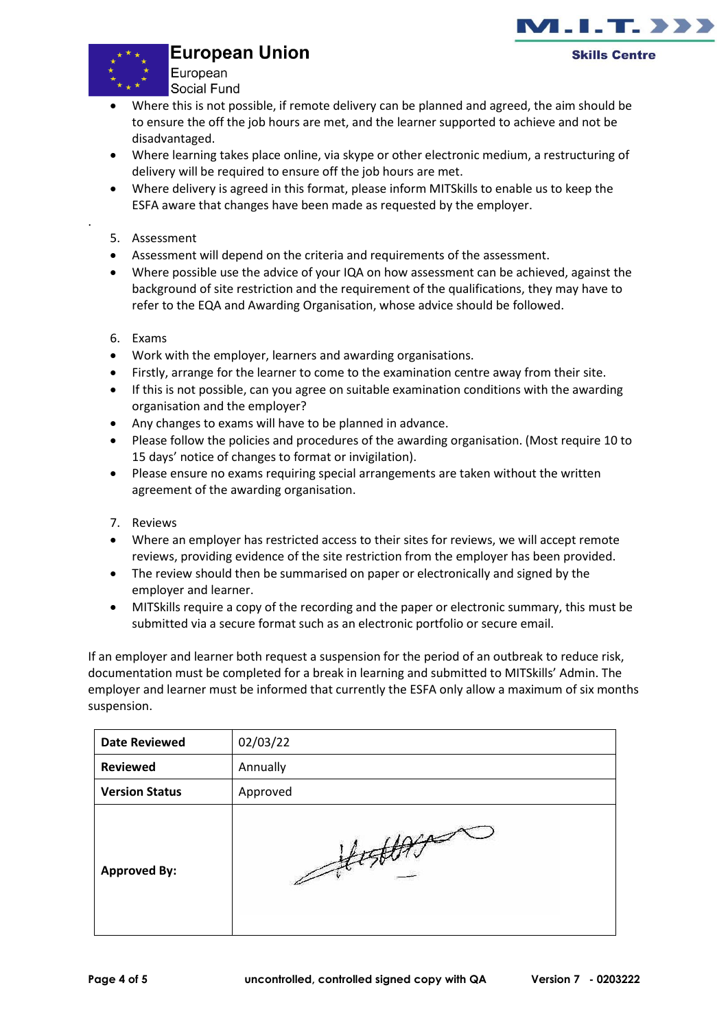- Where this is not possible, if remote delivery can be planned and agreed, the aim should be to ensure the off the job hours are met, and the learner supported to achieve and not be disadvantaged.
- Where learning takes place online, via skype or other electronic medium, a restructuring of delivery will be required to ensure off the job hours are met.
- Where delivery is agreed in this format, please inform MITSkills to enable us to keep the ESFA aware that changes have been made as requested by the employer.

.

5. Assessment

- Assessment will depend on the criteria and requirements of the assessment.
- Where possible use the advice of your IQA on how assessment can be achieved, against the background of site restriction and the requirement of the qualifications, they may have to refer to the EQA and Awarding Organisation, whose advice should be followed.

6. Exams

- Work with the employer, learners and awarding organisations.
- Firstly, arrange for the learner to come to the examination centre away from their site.
- If this is not possible, can you agree on suitable examination conditions with the awarding organisation and the employer?
- Any changes to exams will have to be planned in advance.
- Please follow the policies and procedures of the awarding organisation. (Most require 10 to 15 days' notice of changes to format or invigilation).
- Please ensure no exams requiring special arrangements are taken without the written agreement of the awarding organisation.

7. Reviews

- Where an employer has restricted access to their sites for reviews, we will accept remote reviews, providing evidence of the site restriction from the employer has been provided.
- The review should then be summarised on paper or electronically and signed by the employer and learner.
- MITSkills require a copy of the recording and the paper or electronic summary, this must be submitted via a secure format such as an electronic portfolio or secure email.

If an employer and learner both request a suspension for the period of an outbreak to reduce risk, documentation must be completed for a break in learning and submitted to MITSkills' Admin. The employer and learner must be informed that currently the ESFA only allow a maximum of six months suspension.

| **Date Reviewed** | 02/03/22 |
|---|---|
| **Reviewed** | Annually |
| **Version Status** | Approved |
| **Approved By:** | [Signature] |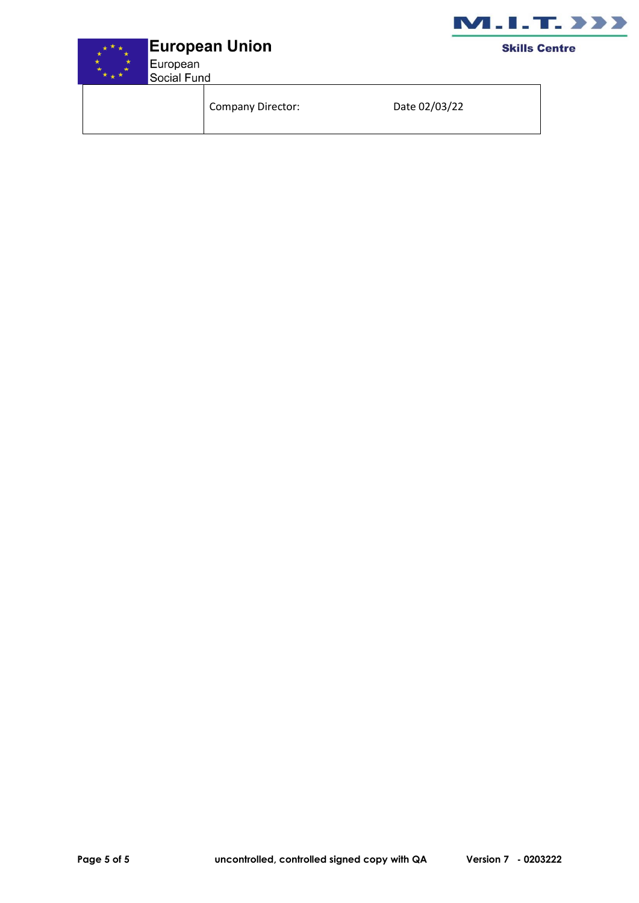| | | |
|---|---|---|
| | Company Director: | Date 02/03/22 |